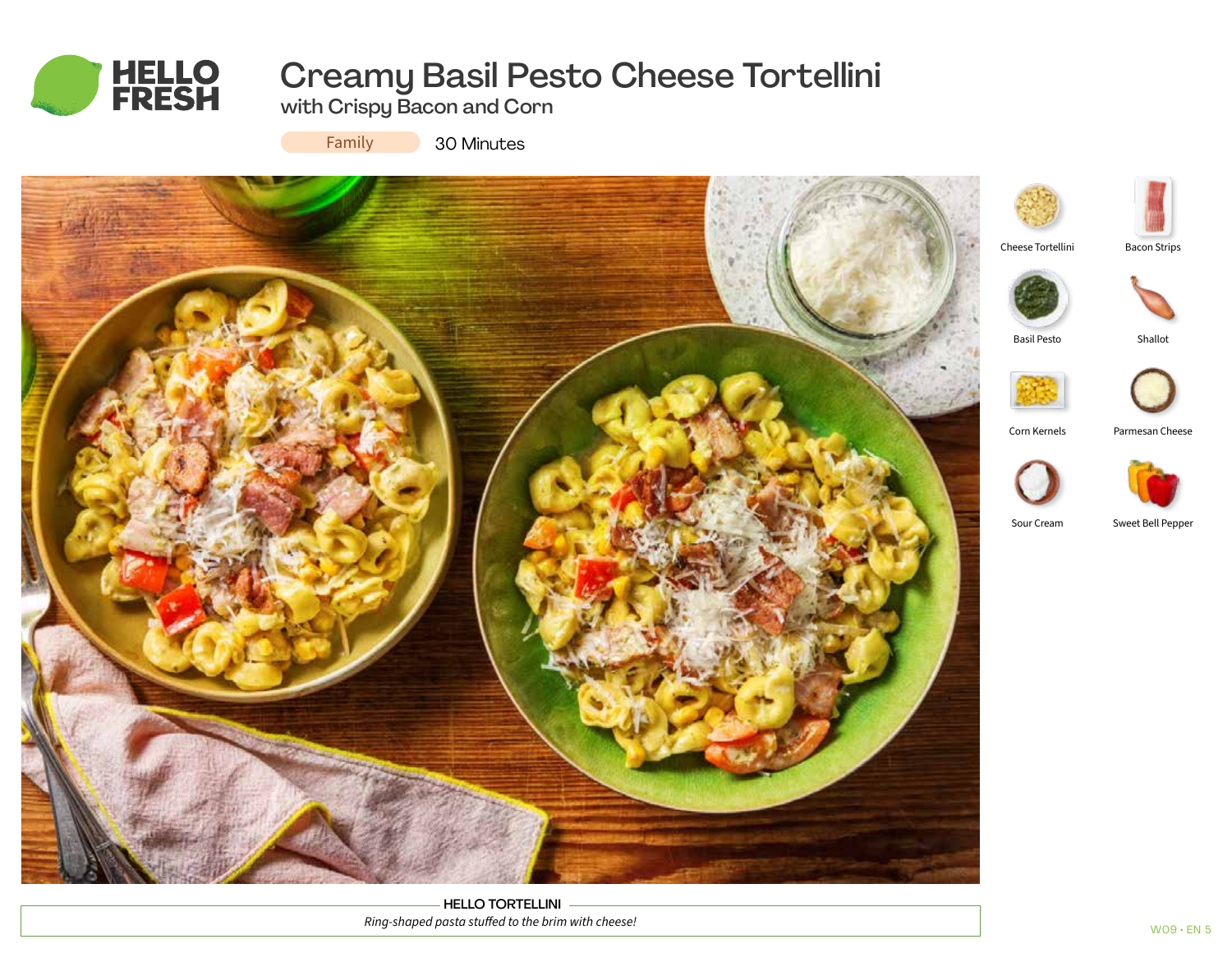# Creamy Basil Pesto Cheese Tortellini

## with Crispy Bacon and Corn

Family | 30 Minutes

- Cheese Tortellini
- Bacon Strips
- Basil Pesto
- Shallot
- Corn Kernels
- Parmesan Cheese
- Sour Cream
- Sweet Bell Pepper

**HELLO TORTELLINI**

*Ring-shaped pasta stuffed to the brim with cheese!*

W09 • EN 5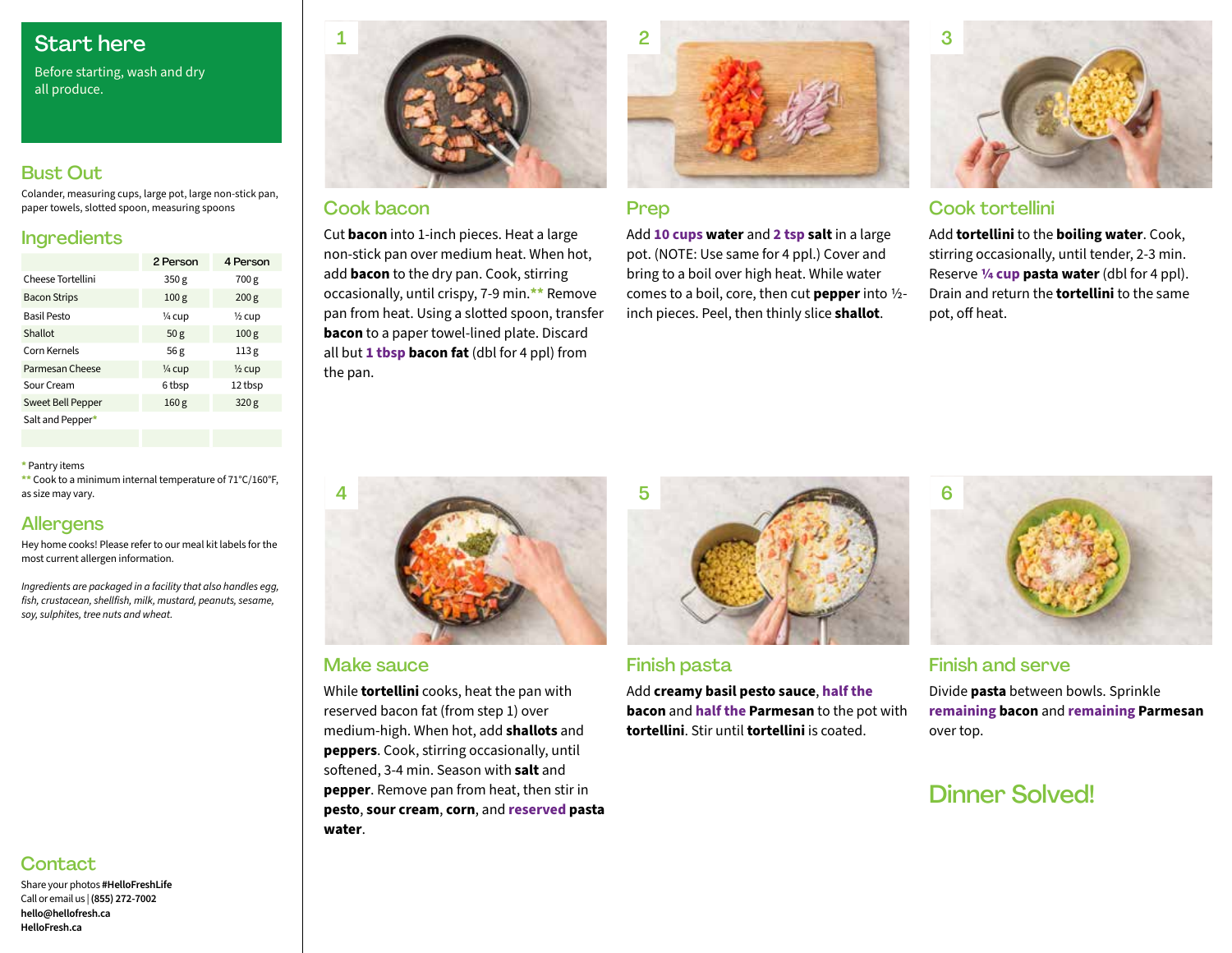## Start here

Before starting, wash and dry all produce.

## Bust Out

Colander, measuring cups, large pot, large non-stick pan, paper towels, slotted spoon, measuring spoons

## Ingredients

| | 2 Person | 4 Person |
|---|---|---|
| Cheese Tortellini | 350 g | 700 g |
| Bacon Strips | 100 g | 200 g |
| Basil Pesto | ¼ cup | ½ cup |
| Shallot | 50 g | 100 g |
| Corn Kernels | 56 g | 113 g |
| Parmesan Cheese | ¼ cup | ½ cup |
| Sour Cream | 6 tbsp | 12 tbsp |
| Sweet Bell Pepper | 160 g | 320 g |
| Salt and Pepper* | | |

\* Pantry items

\*\* Cook to a minimum internal temperature of 71°C/160°F, as size may vary.

## Allergens

Hey home cooks! Please refer to our meal kit labels for the most current allergen information.

*Ingredients are packaged in a facility that also handles egg, fish, crustacean, shellfish, milk, mustard, peanuts, sesame, soy, sulphites, tree nuts and wheat.*

## Contact

Share your photos **#HelloFreshLife**
Call or email us | **(855) 272-7002**
**hello@hellofresh.ca**
**HelloFresh.ca**

## 1 Cook bacon

Cut **bacon** into 1-inch pieces. Heat a large non-stick pan over medium heat. When hot, add **bacon** to the dry pan. Cook, stirring occasionally, until crispy, 7-9 min.** Remove pan from heat. Using a slotted spoon, transfer **bacon** to a paper towel-lined plate. Discard all but **1 tbsp bacon fat** (dbl for 4 ppl) from the pan.

## 2 Prep

Add **10 cups water** and **2 tsp salt** in a large pot. (NOTE: Use same for 4 ppl.) Cover and bring to a boil over high heat. While water comes to a boil, core, then cut **pepper** into ½-inch pieces. Peel, then thinly slice **shallot**.

## 3 Cook tortellini

Add **tortellini** to the **boiling water**. Cook, stirring occasionally, until tender, 2-3 min. Reserve **¼ cup pasta water** (dbl for 4 ppl). Drain and return the **tortellini** to the same pot, off heat.

## 4 Make sauce

While **tortellini** cooks, heat the pan with reserved bacon fat (from step 1) over medium-high. When hot, add **shallots** and **peppers**. Cook, stirring occasionally, until softened, 3-4 min. Season with **salt** and **pepper**. Remove pan from heat, then stir in **pesto**, **sour cream**, **corn**, and **reserved pasta water**.

## 5 Finish pasta

Add **creamy basil pesto sauce**, **half the bacon** and **half the Parmesan** to the pot with **tortellini**. Stir until **tortellini** is coated.

## 6 Finish and serve

Divide **pasta** between bowls. Sprinkle **remaining bacon** and **remaining Parmesan** over top.

## Dinner Solved!